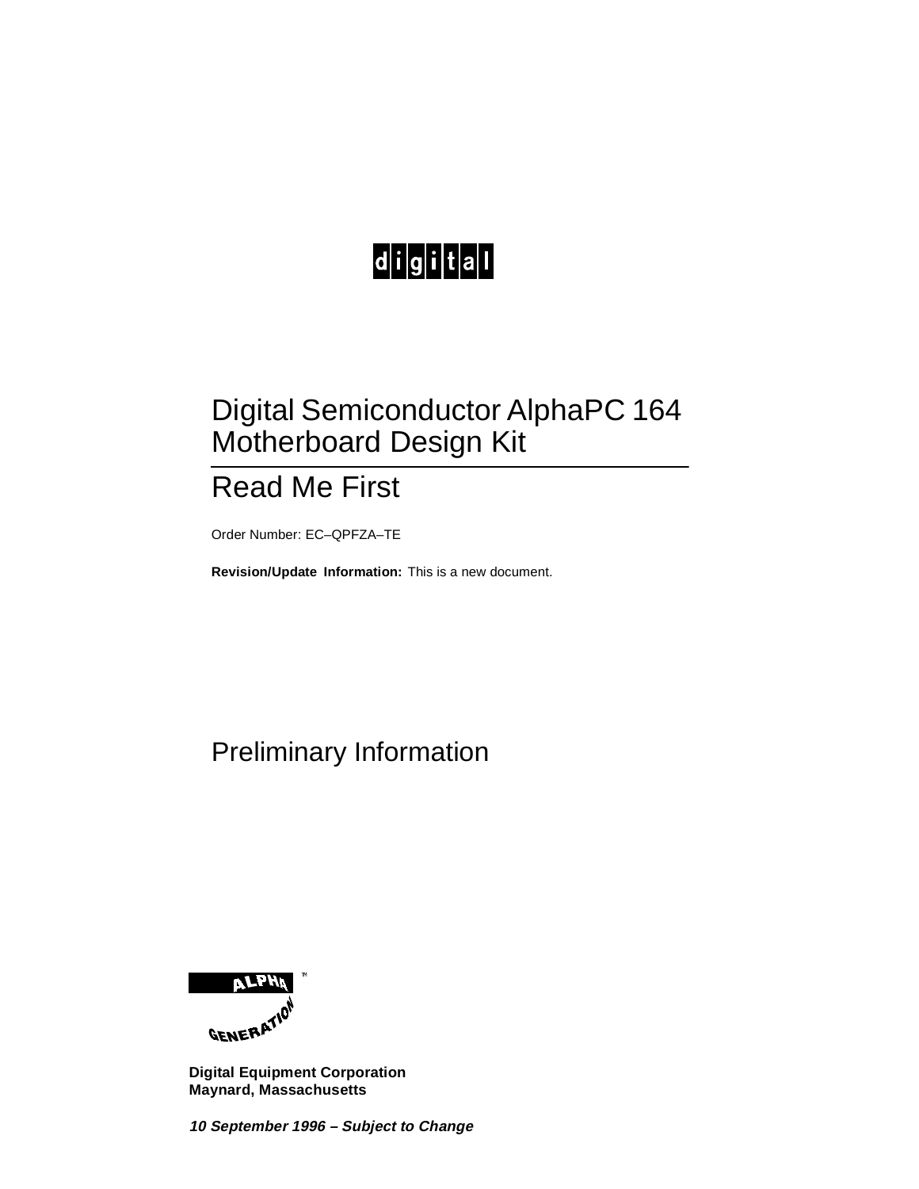digital

# Digital Semiconductor AlphaPC 164 Motherboard Design Kit

## Read Me First

Order Number: EC–QPFZA–TE

**Revision/Update Information:** This is a new document.

Preliminary Information

ALPHA GENERATION™

**Digital Equipment Corporation**
**Maynard, Massachusetts**

***10 September 1996 – Subject to Change***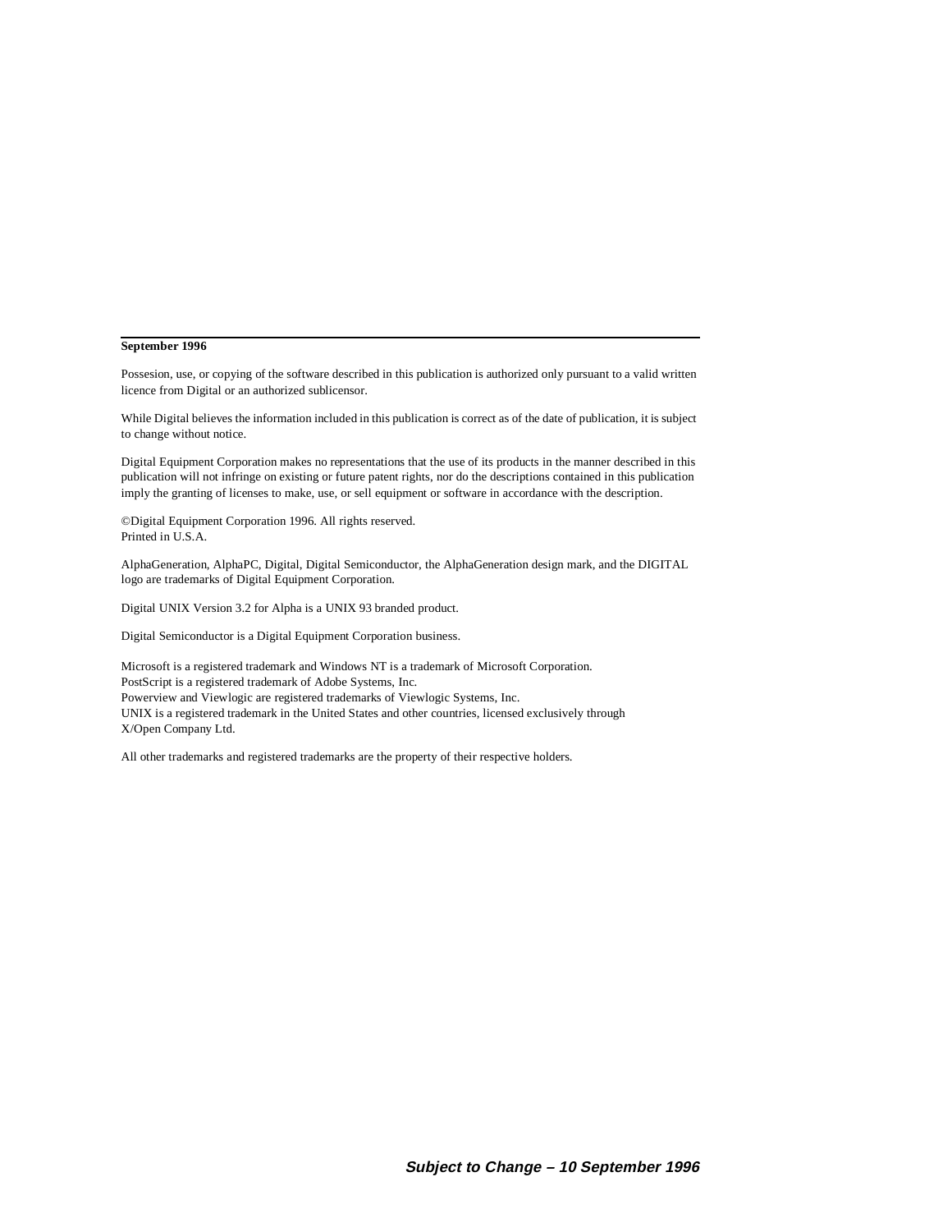**September 1996**

Possesion, use, or copying of the software described in this publication is authorized only pursuant to a valid written licence from Digital or an authorized sublicensor.

While Digital believes the information included in this publication is correct as of the date of publication, it is subject to change without notice.

Digital Equipment Corporation makes no representations that the use of its products in the manner described in this publication will not infringe on existing or future patent rights, nor do the descriptions contained in this publication imply the granting of licenses to make, use, or sell equipment or software in accordance with the description.

©Digital Equipment Corporation 1996. All rights reserved.
Printed in U.S.A.

AlphaGeneration, AlphaPC, Digital, Digital Semiconductor, the AlphaGeneration design mark, and the DIGITAL logo are trademarks of Digital Equipment Corporation.

Digital UNIX Version 3.2 for Alpha is a UNIX 93 branded product.

Digital Semiconductor is a Digital Equipment Corporation business.

Microsoft is a registered trademark and Windows NT is a trademark of Microsoft Corporation.
PostScript is a registered trademark of Adobe Systems, Inc.
Powerview and Viewlogic are registered trademarks of Viewlogic Systems, Inc.
UNIX is a registered trademark in the United States and other countries, licensed exclusively through X/Open Company Ltd.

All other trademarks and registered trademarks are the property of their respective holders.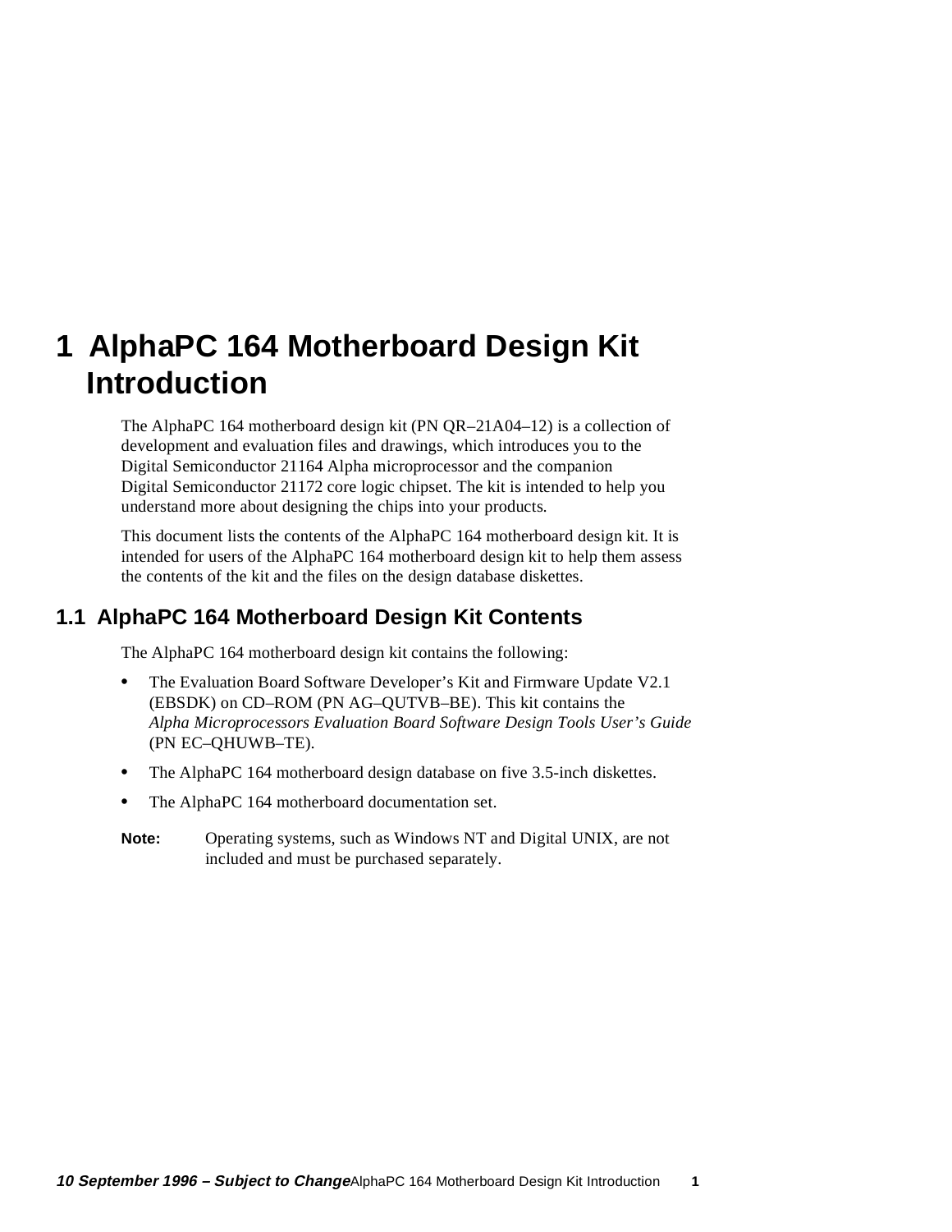# 1 AlphaPC 164 Motherboard Design Kit Introduction

The AlphaPC 164 motherboard design kit (PN QR–21A04–12) is a collection of development and evaluation files and drawings, which introduces you to the Digital Semiconductor 21164 Alpha microprocessor and the companion Digital Semiconductor 21172 core logic chipset. The kit is intended to help you understand more about designing the chips into your products.

This document lists the contents of the AlphaPC 164 motherboard design kit. It is intended for users of the AlphaPC 164 motherboard design kit to help them assess the contents of the kit and the files on the design database diskettes.

## 1.1 AlphaPC 164 Motherboard Design Kit Contents

The AlphaPC 164 motherboard design kit contains the following:

- The Evaluation Board Software Developer's Kit and Firmware Update V2.1 (EBSDK) on CD–ROM (PN AG–QUTVB–BE). This kit contains the *Alpha Microprocessors Evaluation Board Software Design Tools User's Guide* (PN EC–QHUWB–TE).
- The AlphaPC 164 motherboard design database on five 3.5-inch diskettes.
- The AlphaPC 164 motherboard documentation set.

**Note:** Operating systems, such as Windows NT and Digital UNIX, are not included and must be purchased separately.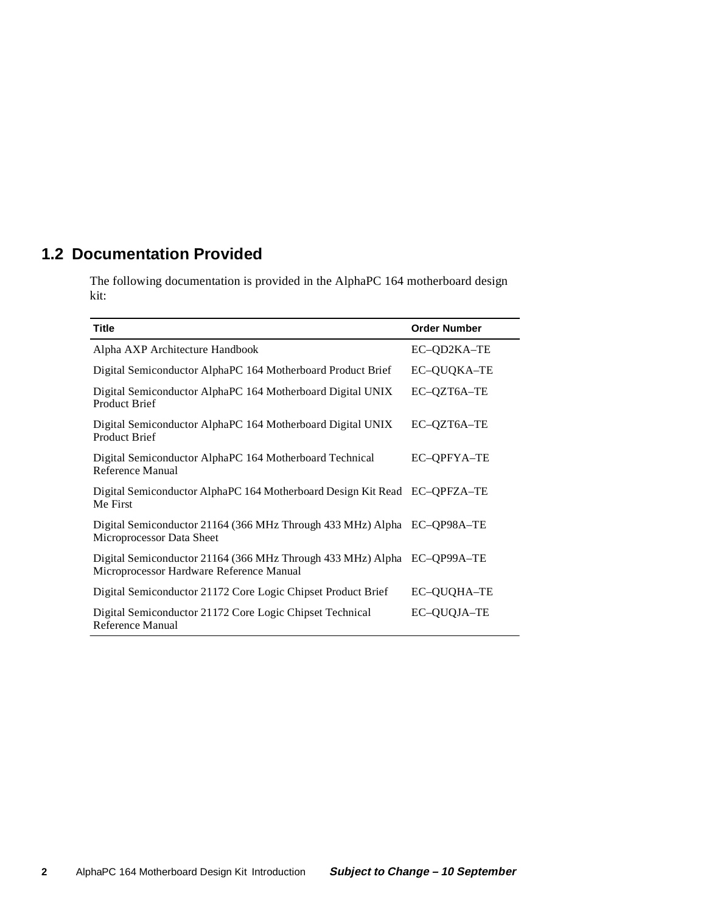## 1.2 Documentation Provided

The following documentation is provided in the AlphaPC 164 motherboard design kit:

| Title | Order Number |
|---|---|
| Alpha AXP Architecture Handbook | EC–QD2KA–TE |
| Digital Semiconductor AlphaPC 164 Motherboard Product Brief | EC–QUQKA–TE |
| Digital Semiconductor AlphaPC 164 Motherboard Digital UNIX Product Brief | EC–QZT6A–TE |
| Digital Semiconductor AlphaPC 164 Motherboard Digital UNIX Product Brief | EC–QZT6A–TE |
| Digital Semiconductor AlphaPC 164 Motherboard Technical Reference Manual | EC–QPFYA–TE |
| Digital Semiconductor AlphaPC 164 Motherboard Design Kit Read Me First | EC–QPFZA–TE |
| Digital Semiconductor 21164 (366 MHz Through 433 MHz) Alpha Microprocessor Data Sheet | EC–QP98A–TE |
| Digital Semiconductor 21164 (366 MHz Through 433 MHz) Alpha Microprocessor Hardware Reference Manual | EC–QP99A–TE |
| Digital Semiconductor 21172 Core Logic Chipset Product Brief | EC–QUQHA–TE |
| Digital Semiconductor 21172 Core Logic Chipset Technical Reference Manual | EC–QUQJA–TE |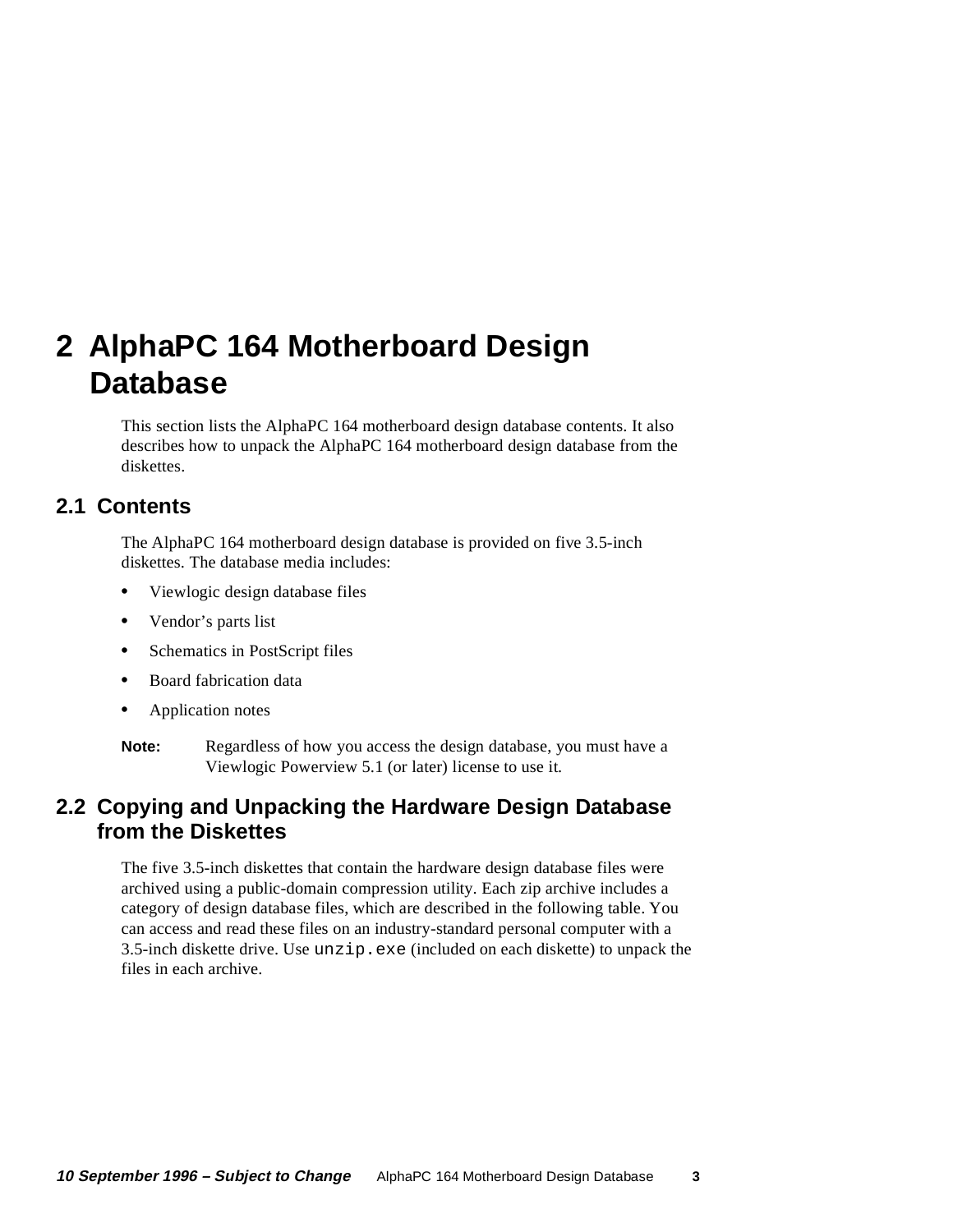# 2 AlphaPC 164 Motherboard Design Database

This section lists the AlphaPC 164 motherboard design database contents. It also describes how to unpack the AlphaPC 164 motherboard design database from the diskettes.

## 2.1 Contents

The AlphaPC 164 motherboard design database is provided on five 3.5-inch diskettes. The database media includes:

- Viewlogic design database files
- Vendor's parts list
- Schematics in PostScript files
- Board fabrication data
- Application notes

**Note:** Regardless of how you access the design database, you must have a Viewlogic Powerview 5.1 (or later) license to use it.

## 2.2 Copying and Unpacking the Hardware Design Database from the Diskettes

The five 3.5-inch diskettes that contain the hardware design database files were archived using a public-domain compression utility. Each zip archive includes a category of design database files, which are described in the following table. You can access and read these files on an industry-standard personal computer with a 3.5-inch diskette drive. Use `unzip.exe` (included on each diskette) to unpack the files in each archive.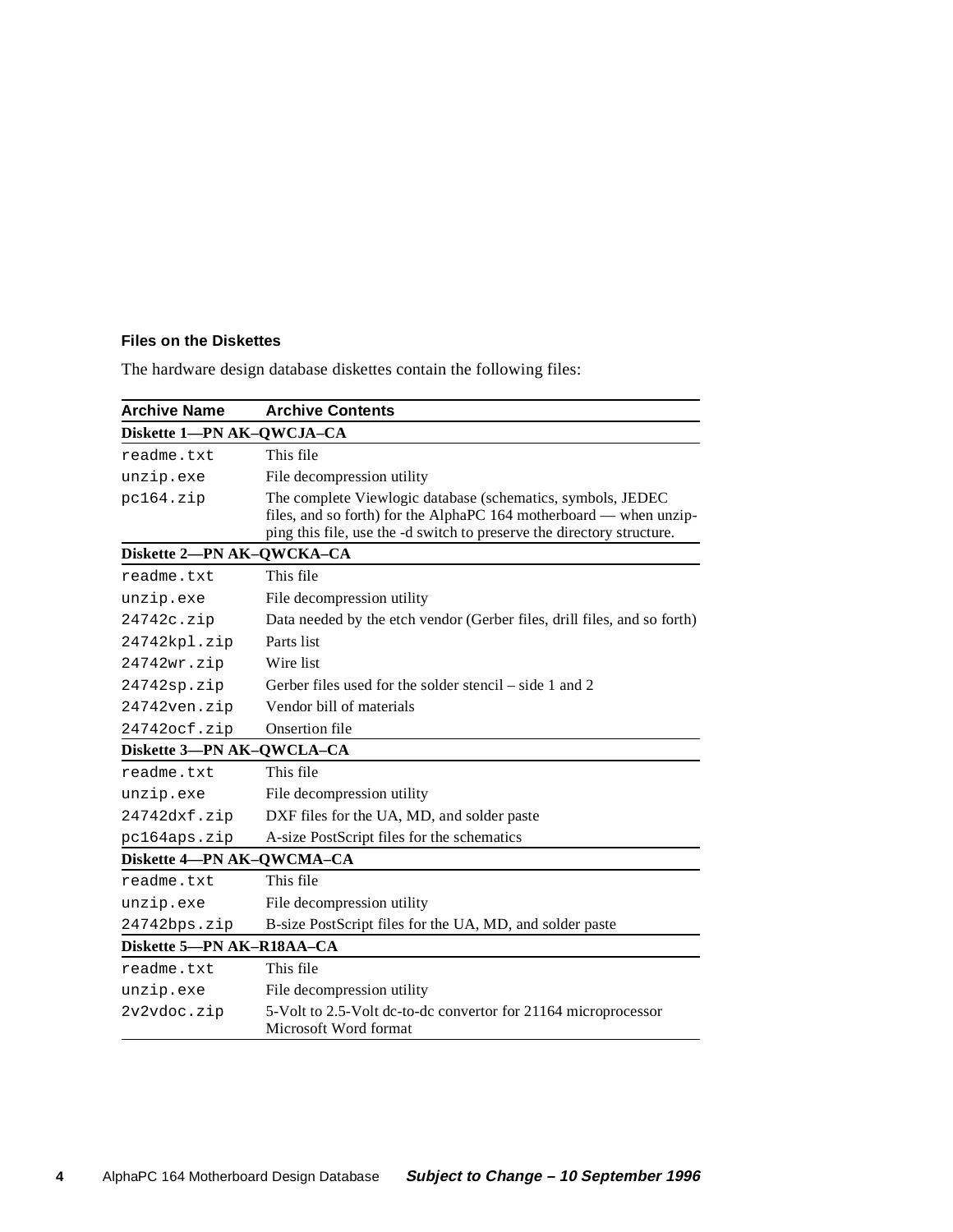### Files on the Diskettes

The hardware design database diskettes contain the following files:

| Archive Name | Archive Contents |
|---|---|
| **Diskette 1—PN AK–QWCJA–CA** | |
| readme.txt | This file |
| unzip.exe | File decompression utility |
| pc164.zip | The complete Viewlogic database (schematics, symbols, JEDEC files, and so forth) for the AlphaPC 164 motherboard — when unzipping this file, use the -d switch to preserve the directory structure. |
| **Diskette 2—PN AK–QWCKA–CA** | |
| readme.txt | This file |
| unzip.exe | File decompression utility |
| 24742c.zip | Data needed by the etch vendor (Gerber files, drill files, and so forth) |
| 24742kpl.zip | Parts list |
| 24742wr.zip | Wire list |
| 24742sp.zip | Gerber files used for the solder stencil – side 1 and 2 |
| 24742ven.zip | Vendor bill of materials |
| 24742ocf.zip | Onsertion file |
| **Diskette 3—PN AK–QWCLA–CA** | |
| readme.txt | This file |
| unzip.exe | File decompression utility |
| 24742dxf.zip | DXF files for the UA, MD, and solder paste |
| pc164aps.zip | A-size PostScript files for the schematics |
| **Diskette 4—PN AK–QWCMA–CA** | |
| readme.txt | This file |
| unzip.exe | File decompression utility |
| 24742bps.zip | B-size PostScript files for the UA, MD, and solder paste |
| **Diskette 5—PN AK–R18AA–CA** | |
| readme.txt | This file |
| unzip.exe | File decompression utility |
| 2v2vdoc.zip | 5-Volt to 2.5-Volt dc-to-dc convertor for 21164 microprocessor Microsoft Word format |